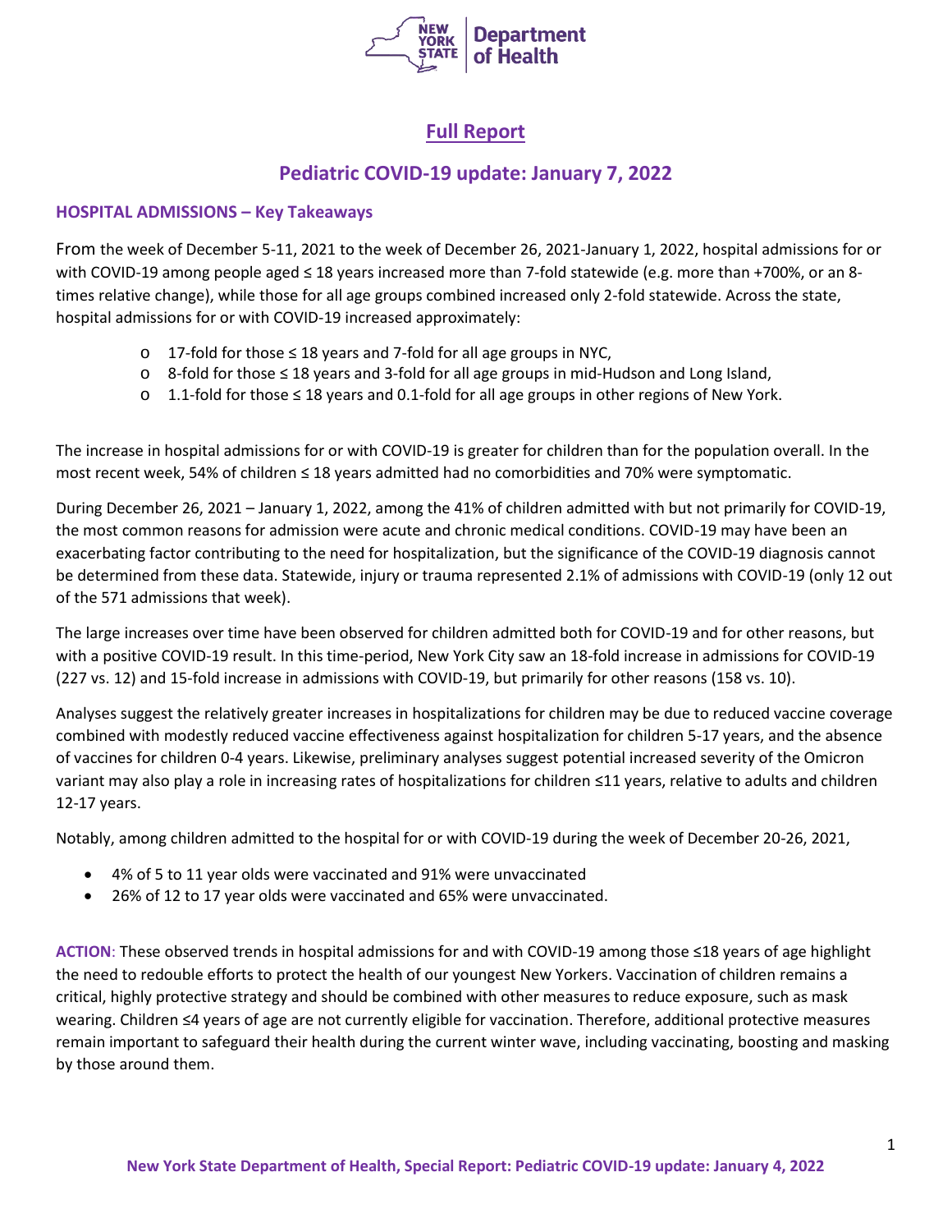# Full Report

## Pediatric COVID-19 update: January 7, 2022

### HOSPITAL ADMISSIONS – Key Takeaways

From the week of December 5-11, 2021 to the week of December 26, 2021-January 1, 2022, hospital admissions for or with COVID-19 among people aged ≤ 18 years increased more than 7-fold statewide (e.g. more than +700%, or an 8-times relative change), while those for all age groups combined increased only 2-fold statewide. Across the state, hospital admissions for or with COVID-19 increased approximately:

- 17-fold for those ≤ 18 years and 7-fold for all age groups in NYC,
- 8-fold for those ≤ 18 years and 3-fold for all age groups in mid-Hudson and Long Island,
- 1.1-fold for those ≤ 18 years and 0.1-fold for all age groups in other regions of New York.

The increase in hospital admissions for or with COVID-19 is greater for children than for the population overall. In the most recent week, 54% of children ≤ 18 years admitted had no comorbidities and 70% were symptomatic.

During December 26, 2021 – January 1, 2022, among the 41% of children admitted with but not primarily for COVID-19, the most common reasons for admission were acute and chronic medical conditions. COVID-19 may have been an exacerbating factor contributing to the need for hospitalization, but the significance of the COVID-19 diagnosis cannot be determined from these data. Statewide, injury or trauma represented 2.1% of admissions with COVID-19 (only 12 out of the 571 admissions that week).

The large increases over time have been observed for children admitted both for COVID-19 and for other reasons, but with a positive COVID-19 result. In this time-period, New York City saw an 18-fold increase in admissions for COVID-19 (227 vs. 12) and 15-fold increase in admissions with COVID-19, but primarily for other reasons (158 vs. 10).

Analyses suggest the relatively greater increases in hospitalizations for children may be due to reduced vaccine coverage combined with modestly reduced vaccine effectiveness against hospitalization for children 5-17 years, and the absence of vaccines for children 0-4 years. Likewise, preliminary analyses suggest potential increased severity of the Omicron variant may also play a role in increasing rates of hospitalizations for children ≤11 years, relative to adults and children 12-17 years.

Notably, among children admitted to the hospital for or with COVID-19 during the week of December 20-26, 2021,

- 4% of 5 to 11 year olds were vaccinated and 91% were unvaccinated
- 26% of 12 to 17 year olds were vaccinated and 65% were unvaccinated.

**ACTION**: These observed trends in hospital admissions for and with COVID-19 among those ≤18 years of age highlight the need to redouble efforts to protect the health of our youngest New Yorkers. Vaccination of children remains a critical, highly protective strategy and should be combined with other measures to reduce exposure, such as mask wearing. Children ≤4 years of age are not currently eligible for vaccination. Therefore, additional protective measures remain important to safeguard their health during the current winter wave, including vaccinating, boosting and masking by those around them.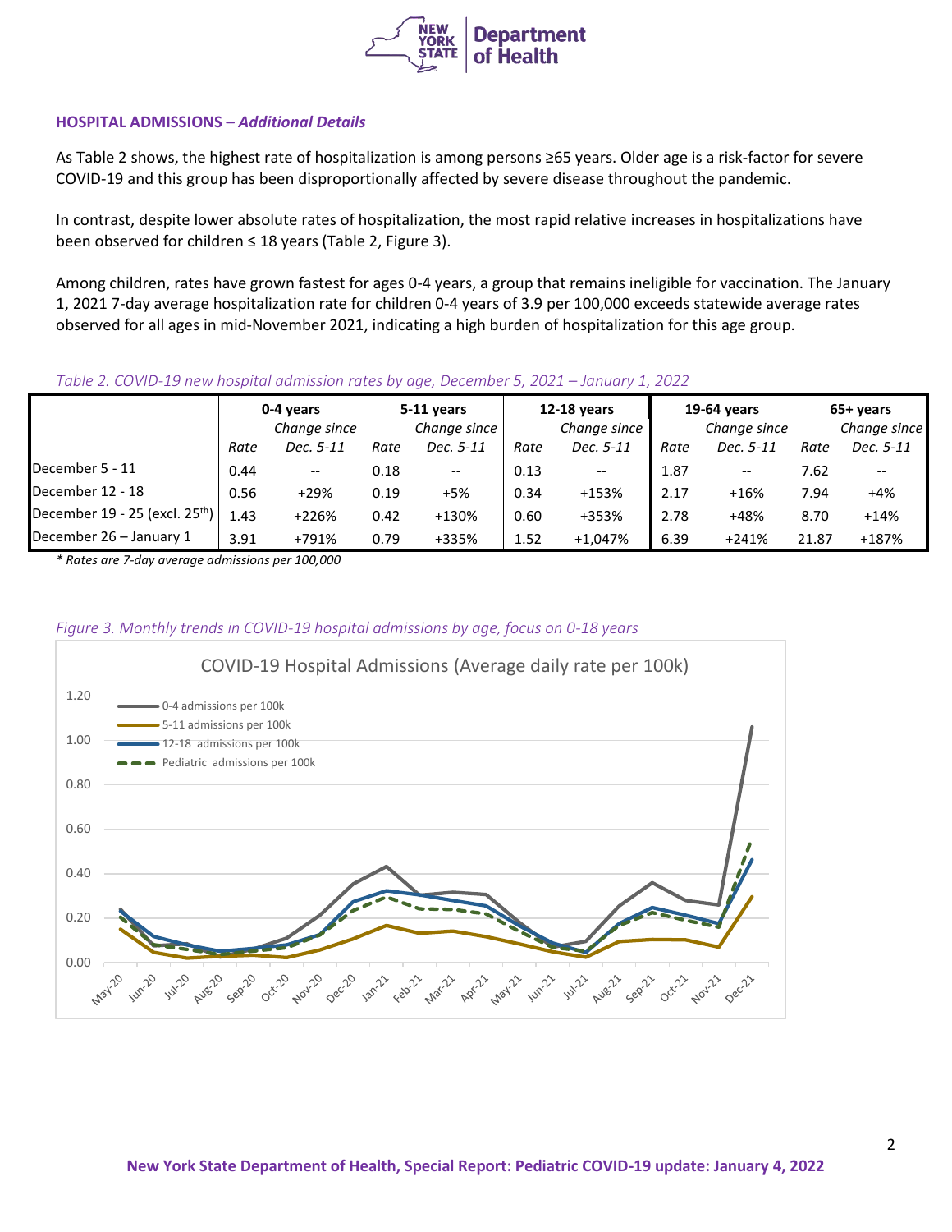**HOSPITAL ADMISSIONS – *Additional Details***

As Table 2 shows, the highest rate of hospitalization is among persons ≥65 years. Older age is a risk-factor for severe COVID-19 and this group has been disproportionally affected by severe disease throughout the pandemic.

In contrast, despite lower absolute rates of hospitalization, the most rapid relative increases in hospitalizations have been observed for children ≤ 18 years (Table 2, Figure 3).

Among children, rates have grown fastest for ages 0-4 years, a group that remains ineligible for vaccination. The January 1, 2021 7-day average hospitalization rate for children 0-4 years of 3.9 per 100,000 exceeds statewide average rates observed for all ages in mid-November 2021, indicating a high burden of hospitalization for this age group.

*Table 2. COVID-19 new hospital admission rates by age, December 5, 2021 – January 1, 2022*

| | **0-4 years** | | **5-11 years** | | **12-18 years** | | **19-64 years** | | **65+ years** | |
|---|---|---|---|---|---|---|---|---|---|---|
| | *Rate* | *Change since Dec. 5-11* | *Rate* | *Change since Dec. 5-11* | *Rate* | *Change since Dec. 5-11* | *Rate* | *Change since Dec. 5-11* | *Rate* | *Change since Dec. 5-11* |
| December 5 - 11 | 0.44 | -- | 0.18 | -- | 0.13 | -- | 1.87 | -- | 7.62 | -- |
| December 12 - 18 | 0.56 | +29% | 0.19 | +5% | 0.34 | +153% | 2.17 | +16% | 7.94 | +4% |
| December 19 - 25 (excl. 25th) | 1.43 | +226% | 0.42 | +130% | 0.60 | +353% | 2.78 | +48% | 8.70 | +14% |
| December 26 – January 1 | 3.91 | +791% | 0.79 | +335% | 1.52 | +1,047% | 6.39 | +241% | 21.87 | +187% |

*\* Rates are 7-day average admissions per 100,000*

*Figure 3. Monthly trends in COVID-19 hospital admissions by age, focus on 0-18 years*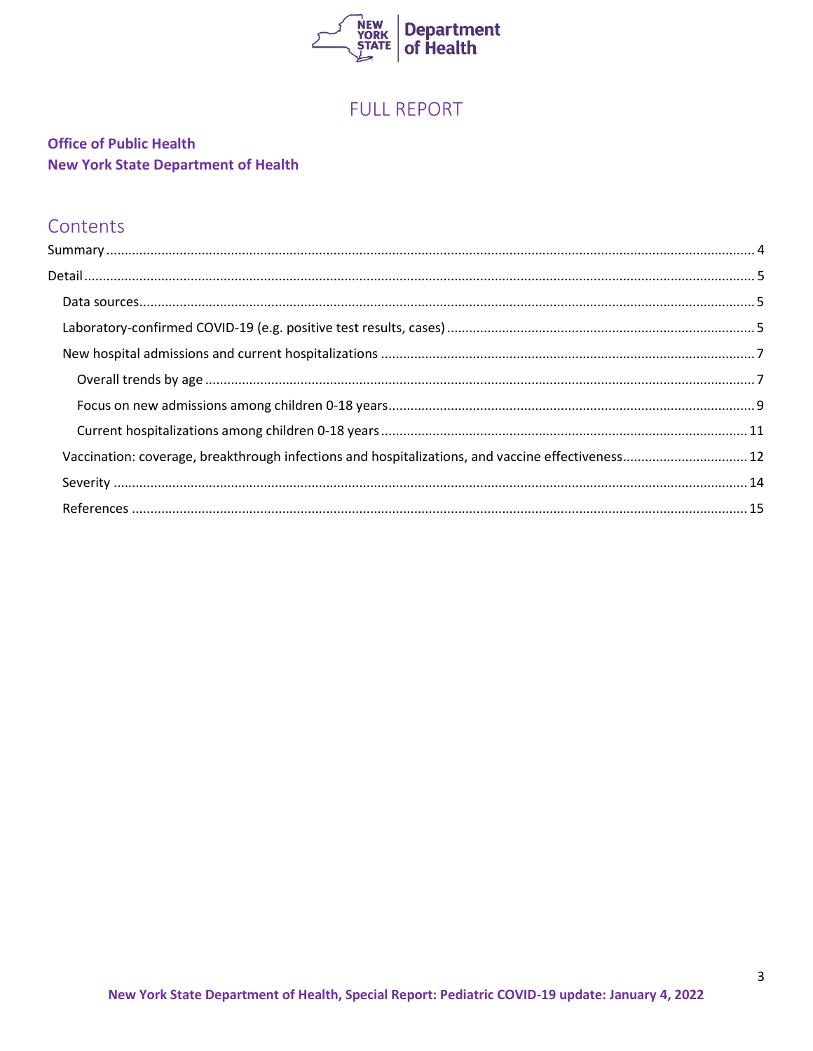# FULL REPORT

**Office of Public Health**
**New York State Department of Health**

## Contents

- Summary ... 4
- Detail ... 5
  - Data sources ... 5
  - Laboratory-confirmed COVID-19 (e.g. positive test results, cases) ... 5
  - New hospital admissions and current hospitalizations ... 7
    - Overall trends by age ... 7
    - Focus on new admissions among children 0-18 years ... 9
    - Current hospitalizations among children 0-18 years ... 11
  - Vaccination: coverage, breakthrough infections and hospitalizations, and vaccine effectiveness ... 12
  - Severity ... 14
  - References ... 15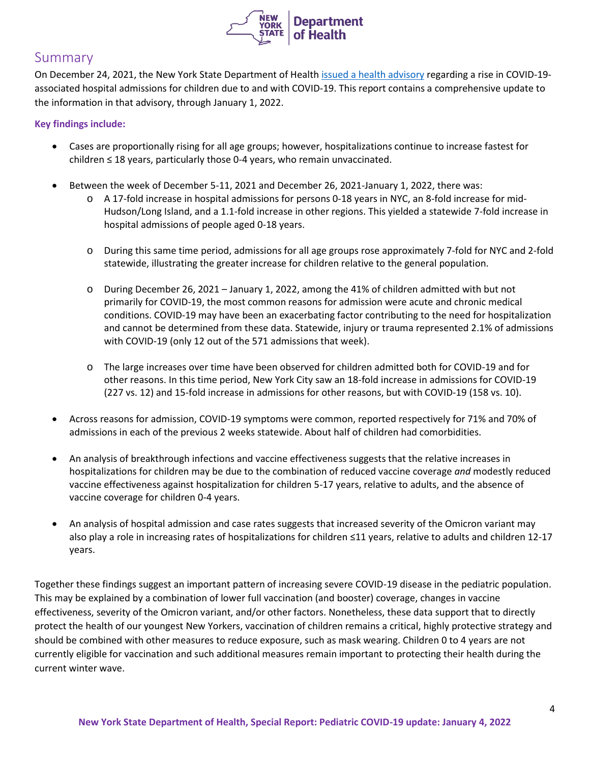## Summary

On December 24, 2021, the New York State Department of Health issued a health advisory regarding a rise in COVID-19-associated hospital admissions for children due to and with COVID-19. This report contains a comprehensive update to the information in that advisory, through January 1, 2022.

**Key findings include:**

- Cases are proportionally rising for all age groups; however, hospitalizations continue to increase fastest for children ≤ 18 years, particularly those 0-4 years, who remain unvaccinated.
- Between the week of December 5-11, 2021 and December 26, 2021-January 1, 2022, there was:
    - A 17-fold increase in hospital admissions for persons 0-18 years in NYC, an 8-fold increase for mid-Hudson/Long Island, and a 1.1-fold increase in other regions. This yielded a statewide 7-fold increase in hospital admissions of people aged 0-18 years.
    - During this same time period, admissions for all age groups rose approximately 7-fold for NYC and 2-fold statewide, illustrating the greater increase for children relative to the general population.
    - During December 26, 2021 – January 1, 2022, among the 41% of children admitted with but not primarily for COVID-19, the most common reasons for admission were acute and chronic medical conditions. COVID-19 may have been an exacerbating factor contributing to the need for hospitalization and cannot be determined from these data. Statewide, injury or trauma represented 2.1% of admissions with COVID-19 (only 12 out of the 571 admissions that week).
    - The large increases over time have been observed for children admitted both for COVID-19 and for other reasons. In this time period, New York City saw an 18-fold increase in admissions for COVID-19 (227 vs. 12) and 15-fold increase in admissions for other reasons, but with COVID-19 (158 vs. 10).
- Across reasons for admission, COVID-19 symptoms were common, reported respectively for 71% and 70% of admissions in each of the previous 2 weeks statewide. About half of children had comorbidities.
- An analysis of breakthrough infections and vaccine effectiveness suggests that the relative increases in hospitalizations for children may be due to the combination of reduced vaccine coverage *and* modestly reduced vaccine effectiveness against hospitalization for children 5-17 years, relative to adults, and the absence of vaccine coverage for children 0-4 years.
- An analysis of hospital admission and case rates suggests that increased severity of the Omicron variant may also play a role in increasing rates of hospitalizations for children ≤11 years, relative to adults and children 12-17 years.

Together these findings suggest an important pattern of increasing severe COVID-19 disease in the pediatric population. This may be explained by a combination of lower full vaccination (and booster) coverage, changes in vaccine effectiveness, severity of the Omicron variant, and/or other factors. Nonetheless, these data support that to directly protect the health of our youngest New Yorkers, vaccination of children remains a critical, highly protective strategy and should be combined with other measures to reduce exposure, such as mask wearing. Children 0 to 4 years are not currently eligible for vaccination and such additional measures remain important to protecting their health during the current winter wave.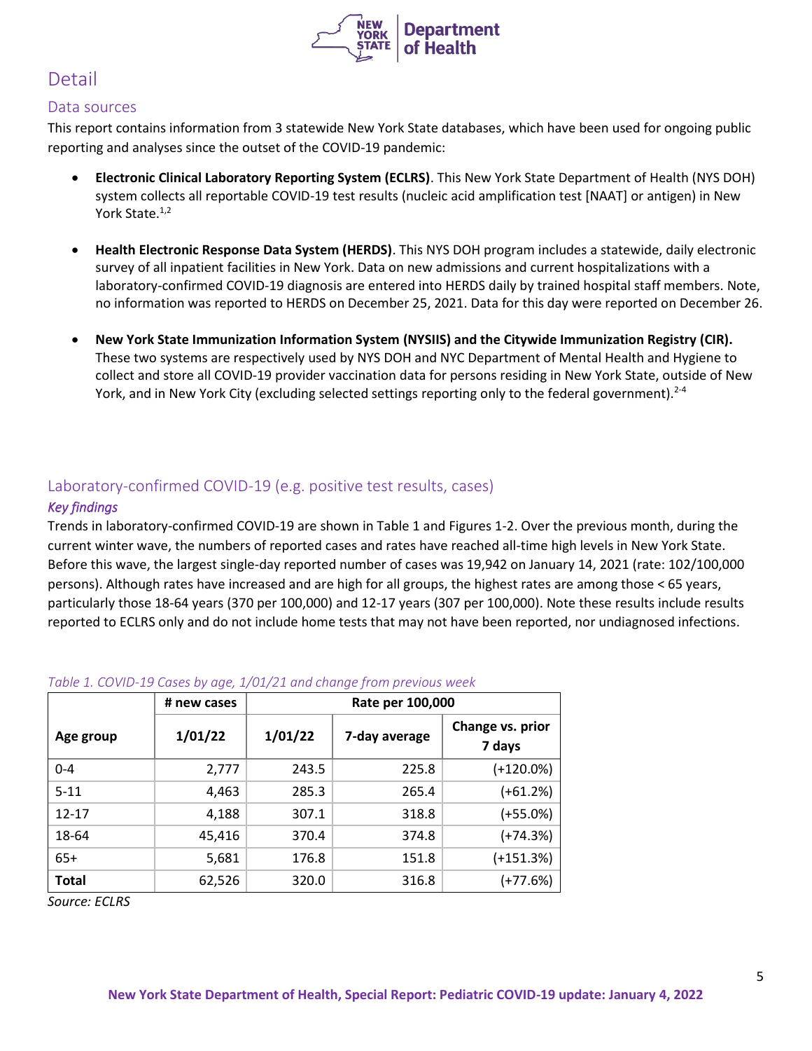# Detail

## Data sources

This report contains information from 3 statewide New York State databases, which have been used for ongoing public reporting and analyses since the outset of the COVID-19 pandemic:

- **Electronic Clinical Laboratory Reporting System (ECLRS)**. This New York State Department of Health (NYS DOH) system collects all reportable COVID-19 test results (nucleic acid amplification test [NAAT] or antigen) in New York State.[1,2]

- **Health Electronic Response Data System (HERDS)**. This NYS DOH program includes a statewide, daily electronic survey of all inpatient facilities in New York. Data on new admissions and current hospitalizations with a laboratory-confirmed COVID-19 diagnosis are entered into HERDS daily by trained hospital staff members. Note, no information was reported to HERDS on December 25, 2021. Data for this day were reported on December 26.

- **New York State Immunization Information System (NYSIIS) and the Citywide Immunization Registry (CIR).** These two systems are respectively used by NYS DOH and NYC Department of Mental Health and Hygiene to collect and store all COVID-19 provider vaccination data for persons residing in New York State, outside of New York, and in New York City (excluding selected settings reporting only to the federal government).[2-4]

## Laboratory-confirmed COVID-19 (e.g. positive test results, cases)

### *Key findings*

Trends in laboratory-confirmed COVID-19 are shown in Table 1 and Figures 1-2. Over the previous month, during the current winter wave, the numbers of reported cases and rates have reached all-time high levels in New York State. Before this wave, the largest single-day reported number of cases was 19,942 on January 14, 2021 (rate: 102/100,000 persons). Although rates have increased and are high for all groups, the highest rates are among those < 65 years, particularly those 18-64 years (370 per 100,000) and 12-17 years (307 per 100,000). Note these results include results reported to ECLRS only and do not include home tests that may not have been reported, nor undiagnosed infections.

*Table 1. COVID-19 Cases by age, 1/01/21 and change from previous week*

| Age group | # new cases | Rate per 100,000 | | |
|---|---|---|---|---|
| | 1/01/22 | 1/01/22 | 7-day average | Change vs. prior 7 days |
| 0-4 | 2,777 | 243.5 | 225.8 | (+120.0%) |
| 5-11 | 4,463 | 285.3 | 265.4 | (+61.2%) |
| 12-17 | 4,188 | 307.1 | 318.8 | (+55.0%) |
| 18-64 | 45,416 | 370.4 | 374.8 | (+74.3%) |
| 65+ | 5,681 | 176.8 | 151.8 | (+151.3%) |
| **Total** | 62,526 | 320.0 | 316.8 | (+77.6%) |

*Source: ECLRS*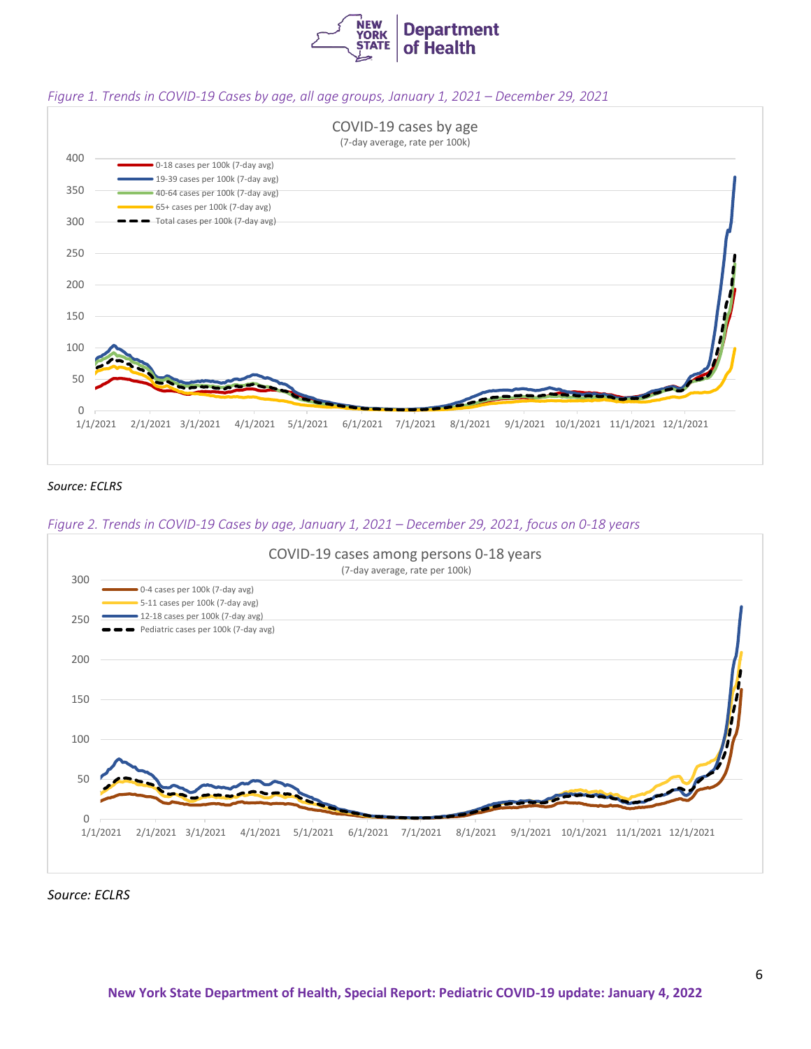*Figure 1. Trends in COVID-19 Cases by age, all age groups, January 1, 2021 – December 29, 2021*

COVID-19 cases by age

(7-day average, rate per 100k)

*Source: ECLRS*

*Figure 2. Trends in COVID-19 Cases by age, January 1, 2021 – December 29, 2021, focus on 0-18 years*

COVID-19 cases among persons 0-18 years

(7-day average, rate per 100k)

*Source: ECLRS*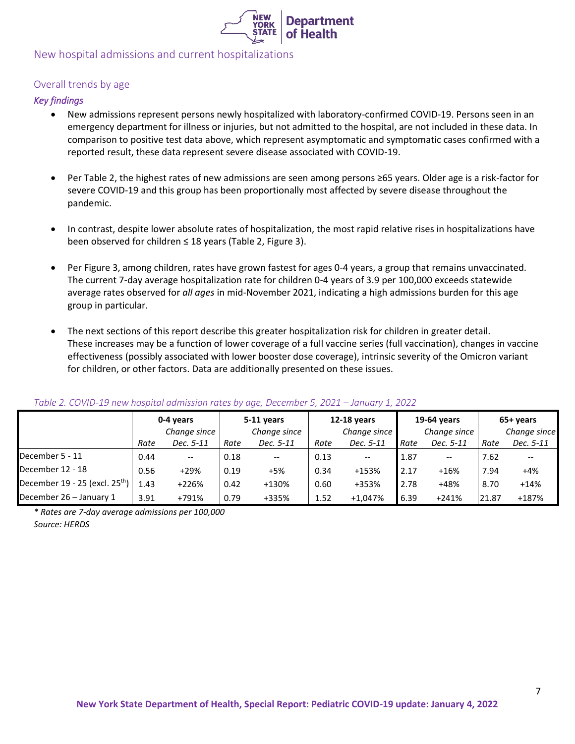## New hospital admissions and current hospitalizations

### Overall trends by age

*Key findings*

- New admissions represent persons newly hospitalized with laboratory-confirmed COVID-19. Persons seen in an emergency department for illness or injuries, but not admitted to the hospital, are not included in these data. In comparison to positive test data above, which represent asymptomatic and symptomatic cases confirmed with a reported result, these data represent severe disease associated with COVID-19.

- Per Table 2, the highest rates of new admissions are seen among persons ≥65 years. Older age is a risk-factor for severe COVID-19 and this group has been proportionally most affected by severe disease throughout the pandemic.

- In contrast, despite lower absolute rates of hospitalization, the most rapid relative rises in hospitalizations have been observed for children ≤ 18 years (Table 2, Figure 3).

- Per Figure 3, among children, rates have grown fastest for ages 0-4 years, a group that remains unvaccinated. The current 7-day average hospitalization rate for children 0-4 years of 3.9 per 100,000 exceeds statewide average rates observed for *all ages* in mid-November 2021, indicating a high admissions burden for this age group in particular.

- The next sections of this report describe this greater hospitalization risk for children in greater detail. These increases may be a function of lower coverage of a full vaccine series (full vaccination), changes in vaccine effectiveness (possibly associated with lower booster dose coverage), intrinsic severity of the Omicron variant for children, or other factors. Data are additionally presented on these issues.

*Table 2. COVID-19 new hospital admission rates by age, December 5, 2021 – January 1, 2022*

| | **0-4 years** | | **5-11 years** | | **12-18 years** | | **19-64 years** | | **65+ years** | |
|---|---|---|---|---|---|---|---|---|---|---|
| | *Rate* | *Change since Dec. 5-11* | *Rate* | *Change since Dec. 5-11* | *Rate* | *Change since Dec. 5-11* | *Rate* | *Change since Dec. 5-11* | *Rate* | *Change since Dec. 5-11* |
| December 5 - 11 | 0.44 | -- | 0.18 | -- | 0.13 | -- | 1.87 | -- | 7.62 | -- |
| December 12 - 18 | 0.56 | +29% | 0.19 | +5% | 0.34 | +153% | 2.17 | +16% | 7.94 | +4% |
| December 19 - 25 (excl. 25th) | 1.43 | +226% | 0.42 | +130% | 0.60 | +353% | 2.78 | +48% | 8.70 | +14% |
| December 26 – January 1 | 3.91 | +791% | 0.79 | +335% | 1.52 | +1,047% | 6.39 | +241% | 21.87 | +187% |

*\* Rates are 7-day average admissions per 100,000*

*Source: HERDS*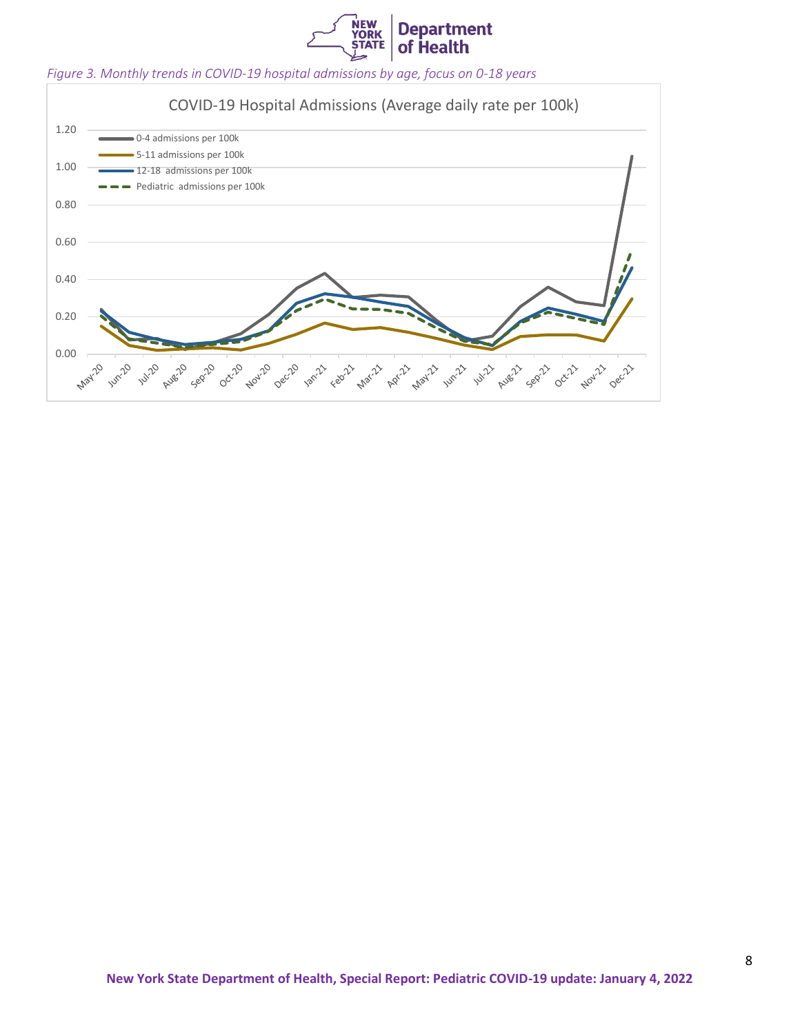*Figure 3. Monthly trends in COVID-19 hospital admissions by age, focus on 0-18 years*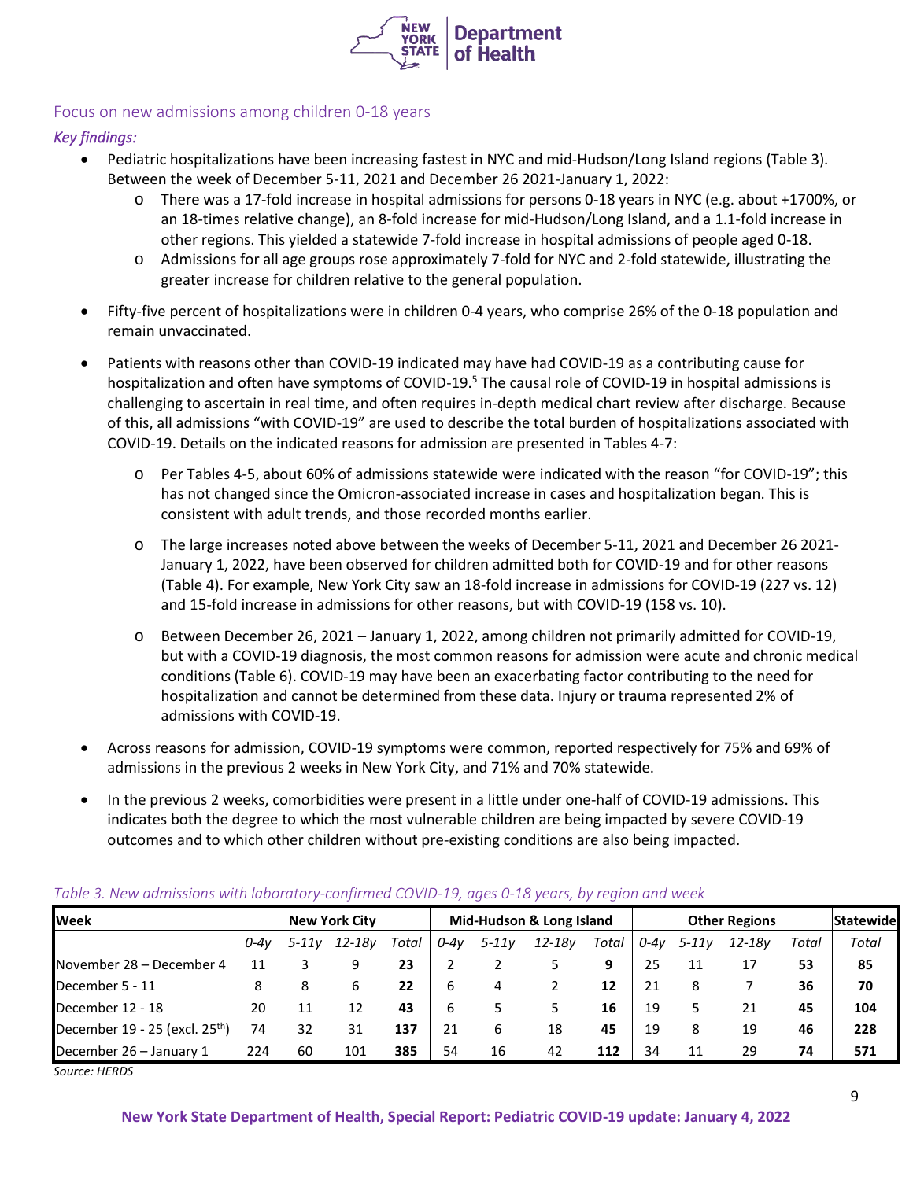## Focus on new admissions among children 0-18 years

*Key findings:*

- Pediatric hospitalizations have been increasing fastest in NYC and mid-Hudson/Long Island regions (Table 3). Between the week of December 5-11, 2021 and December 26 2021-January 1, 2022:
  - There was a 17-fold increase in hospital admissions for persons 0-18 years in NYC (e.g. about +1700%, or an 18-times relative change), an 8-fold increase for mid-Hudson/Long Island, and a 1.1-fold increase in other regions. This yielded a statewide 7-fold increase in hospital admissions of people aged 0-18.
  - Admissions for all age groups rose approximately 7-fold for NYC and 2-fold statewide, illustrating the greater increase for children relative to the general population.
- Fifty-five percent of hospitalizations were in children 0-4 years, who comprise 26% of the 0-18 population and remain unvaccinated.
- Patients with reasons other than COVID-19 indicated may have had COVID-19 as a contributing cause for hospitalization and often have symptoms of COVID-19.[5] The causal role of COVID-19 in hospital admissions is challenging to ascertain in real time, and often requires in-depth medical chart review after discharge. Because of this, all admissions "with COVID-19" are used to describe the total burden of hospitalizations associated with COVID-19. Details on the indicated reasons for admission are presented in Tables 4-7:
  - Per Tables 4-5, about 60% of admissions statewide were indicated with the reason "for COVID-19"; this has not changed since the Omicron-associated increase in cases and hospitalization began. This is consistent with adult trends, and those recorded months earlier.
  - The large increases noted above between the weeks of December 5-11, 2021 and December 26 2021-January 1, 2022, have been observed for children admitted both for COVID-19 and for other reasons (Table 4). For example, New York City saw an 18-fold increase in admissions for COVID-19 (227 vs. 12) and 15-fold increase in admissions for other reasons, but with COVID-19 (158 vs. 10).
  - Between December 26, 2021 – January 1, 2022, among children not primarily admitted for COVID-19, but with a COVID-19 diagnosis, the most common reasons for admission were acute and chronic medical conditions (Table 6). COVID-19 may have been an exacerbating factor contributing to the need for hospitalization and cannot be determined from these data. Injury or trauma represented 2% of admissions with COVID-19.
- Across reasons for admission, COVID-19 symptoms were common, reported respectively for 75% and 69% of admissions in the previous 2 weeks in New York City, and 71% and 70% statewide.
- In the previous 2 weeks, comorbidities were present in a little under one-half of COVID-19 admissions. This indicates both the degree to which the most vulnerable children are being impacted by severe COVID-19 outcomes and to which other children without pre-existing conditions are also being impacted.

*Table 3. New admissions with laboratory-confirmed COVID-19, ages 0-18 years, by region and week*

| **Week** | **New York City** | | | | **Mid-Hudson & Long Island** | | | | **Other Regions** | | | | **Statewide** |
|---|---|---|---|---|---|---|---|---|---|---|---|---|---|
| | *0-4y* | *5-11y* | *12-18y* | *Total* | *0-4y* | *5-11y* | *12-18y* | *Total* | *0-4y* | *5-11y* | *12-18y* | *Total* | *Total* |
| November 28 – December 4 | 11 | 3 | 9 | **23** | 2 | 2 | 5 | **9** | 25 | 11 | 17 | **53** | **85** |
| December 5 - 11 | 8 | 8 | 6 | **22** | 6 | 4 | 2 | **12** | 21 | 8 | 7 | **36** | **70** |
| December 12 - 18 | 20 | 11 | 12 | **43** | 6 | 5 | 5 | **16** | 19 | 5 | 21 | **45** | **104** |
| December 19 - 25 (excl. 25th) | 74 | 32 | 31 | **137** | 21 | 6 | 18 | **45** | 19 | 8 | 19 | **46** | **228** |
| December 26 – January 1 | 224 | 60 | 101 | **385** | 54 | 16 | 42 | **112** | 34 | 11 | 29 | **74** | **571** |

*Source: HERDS*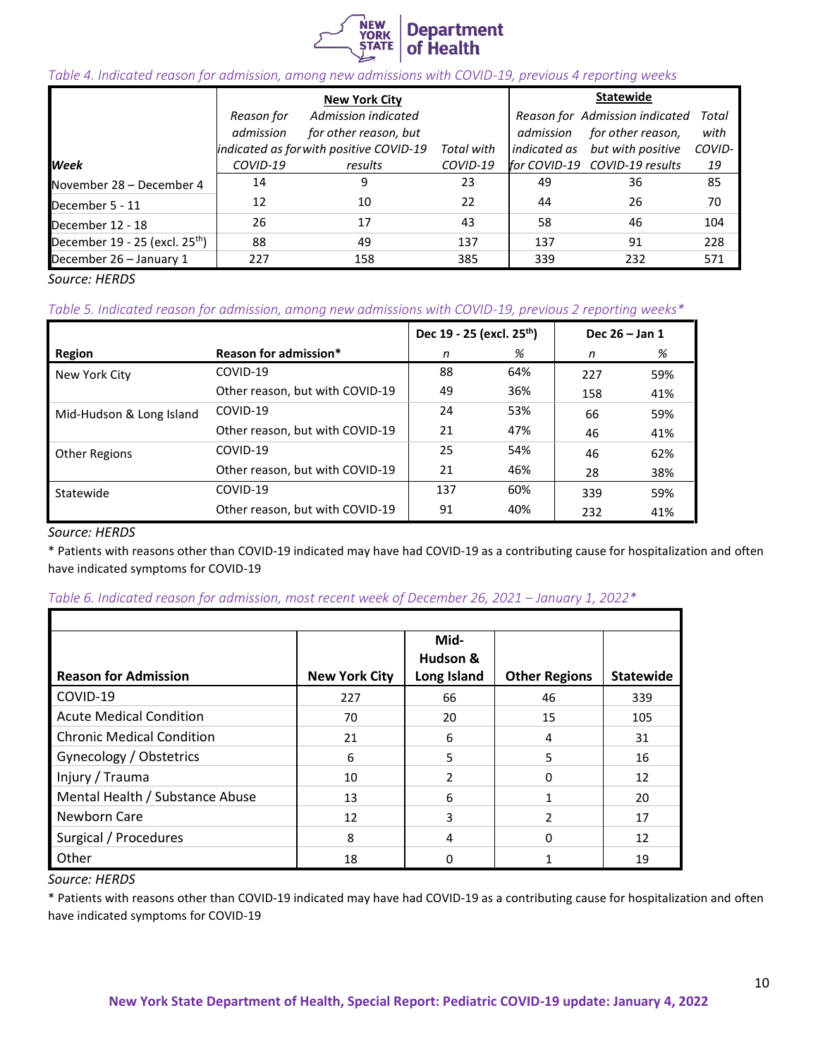*Table 4. Indicated reason for admission, among new admissions with COVID-19, previous 4 reporting weeks*

| Week | New York City | | | Statewide | | |
|---|---|---|---|---|---|---|
| | *Reason for admission indicated as for COVID-19* | *Admission indicated for other reason, but with positive COVID-19 results* | *Total with COVID-19* | *Reason for admission indicated as for COVID-19* | *Admission indicated for other reason, but with positive COVID-19 results* | *Total with COVID-19* |
| November 28 – December 4 | 14 | 9 | 23 | 49 | 36 | 85 |
| December 5 - 11 | 12 | 10 | 22 | 44 | 26 | 70 |
| December 12 - 18 | 26 | 17 | 43 | 58 | 46 | 104 |
| December 19 - 25 (excl. 25th) | 88 | 49 | 137 | 137 | 91 | 228 |
| December 26 – January 1 | 227 | 158 | 385 | 339 | 232 | 571 |

*Source: HERDS*

*Table 5. Indicated reason for admission, among new admissions with COVID-19, previous 2 reporting weeks**

| Region | Reason for admission* | Dec 19 - 25 (excl. 25th) | | Dec 26 – Jan 1 | |
|---|---|---|---|---|---|
| | | *n* | *%* | *n* | *%* |
| New York City | COVID-19 | 88 | 64% | 227 | 59% |
| | Other reason, but with COVID-19 | 49 | 36% | 158 | 41% |
| Mid-Hudson & Long Island | COVID-19 | 24 | 53% | 66 | 59% |
| | Other reason, but with COVID-19 | 21 | 47% | 46 | 41% |
| Other Regions | COVID-19 | 25 | 54% | 46 | 62% |
| | Other reason, but with COVID-19 | 21 | 46% | 28 | 38% |
| Statewide | COVID-19 | 137 | 60% | 339 | 59% |
| | Other reason, but with COVID-19 | 91 | 40% | 232 | 41% |

*Source: HERDS*

* Patients with reasons other than COVID-19 indicated may have had COVID-19 as a contributing cause for hospitalization and often have indicated symptoms for COVID-19

*Table 6. Indicated reason for admission, most recent week of December 26, 2021 – January 1, 2022**

| Reason for Admission | New York City | Mid-Hudson & Long Island | Other Regions | Statewide |
|---|---|---|---|---|
| COVID-19 | 227 | 66 | 46 | 339 |
| Acute Medical Condition | 70 | 20 | 15 | 105 |
| Chronic Medical Condition | 21 | 6 | 4 | 31 |
| Gynecology / Obstetrics | 6 | 5 | 5 | 16 |
| Injury / Trauma | 10 | 2 | 0 | 12 |
| Mental Health / Substance Abuse | 13 | 6 | 1 | 20 |
| Newborn Care | 12 | 3 | 2 | 17 |
| Surgical / Procedures | 8 | 4 | 0 | 12 |
| Other | 18 | 0 | 1 | 19 |

*Source: HERDS*

* Patients with reasons other than COVID-19 indicated may have had COVID-19 as a contributing cause for hospitalization and often have indicated symptoms for COVID-19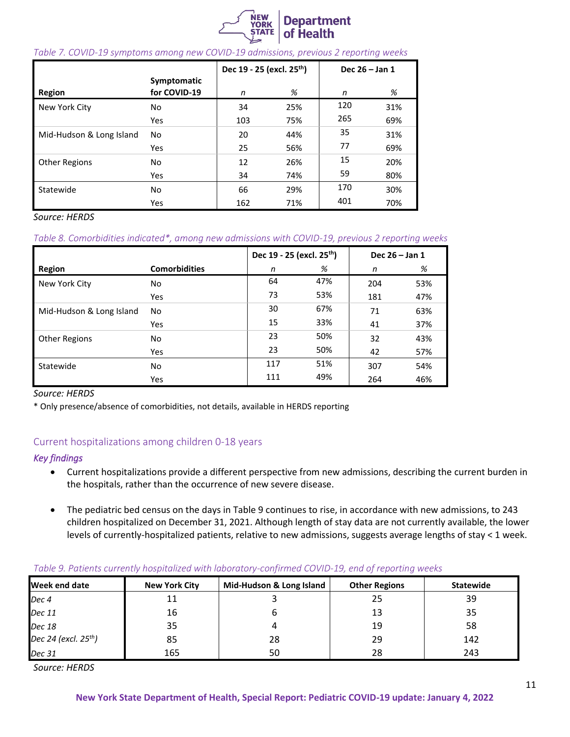*Table 7. COVID-19 symptoms among new COVID-19 admissions, previous 2 reporting weeks*

| Region | Symptomatic for COVID-19 | Dec 19 - 25 (excl. 25th) | | Dec 26 – Jan 1 | |
|---|---|---|---|---|---|
| | | *n* | *%* | *n* | *%* |
| New York City | No | 34 | 25% | 120 | 31% |
| | Yes | 103 | 75% | 265 | 69% |
| Mid-Hudson & Long Island | No | 20 | 44% | 35 | 31% |
| | Yes | 25 | 56% | 77 | 69% |
| Other Regions | No | 12 | 26% | 15 | 20% |
| | Yes | 34 | 74% | 59 | 80% |
| Statewide | No | 66 | 29% | 170 | 30% |
| | Yes | 162 | 71% | 401 | 70% |

*Source: HERDS*

*Table 8. Comorbidities indicated*, among new admissions with COVID-19, previous 2 reporting weeks*

| Region | Comorbidities | Dec 19 - 25 (excl. 25th) | | Dec 26 – Jan 1 | |
|---|---|---|---|---|---|
| | | *n* | *%* | *n* | *%* |
| New York City | No | 64 | 47% | 204 | 53% |
| | Yes | 73 | 53% | 181 | 47% |
| Mid-Hudson & Long Island | No | 30 | 67% | 71 | 63% |
| | Yes | 15 | 33% | 41 | 37% |
| Other Regions | No | 23 | 50% | 32 | 43% |
| | Yes | 23 | 50% | 42 | 57% |
| Statewide | No | 117 | 51% | 307 | 54% |
| | Yes | 111 | 49% | 264 | 46% |

*Source: HERDS*

* Only presence/absence of comorbidities, not details, available in HERDS reporting

## Current hospitalizations among children 0-18 years

### *Key findings*

- Current hospitalizations provide a different perspective from new admissions, describing the current burden in the hospitals, rather than the occurrence of new severe disease.
- The pediatric bed census on the days in Table 9 continues to rise, in accordance with new admissions, to 243 children hospitalized on December 31, 2021. Although length of stay data are not currently available, the lower levels of currently-hospitalized patients, relative to new admissions, suggests average lengths of stay < 1 week.

*Table 9. Patients currently hospitalized with laboratory-confirmed COVID-19, end of reporting weeks*

| Week end date | New York City | Mid-Hudson & Long Island | Other Regions | Statewide |
|---|---|---|---|---|
| *Dec 4* | 11 | 3 | 25 | 39 |
| *Dec 11* | 16 | 6 | 13 | 35 |
| *Dec 18* | 35 | 4 | 19 | 58 |
| *Dec 24 (excl. 25th)* | 85 | 28 | 29 | 142 |
| *Dec 31* | 165 | 50 | 28 | 243 |

*Source: HERDS*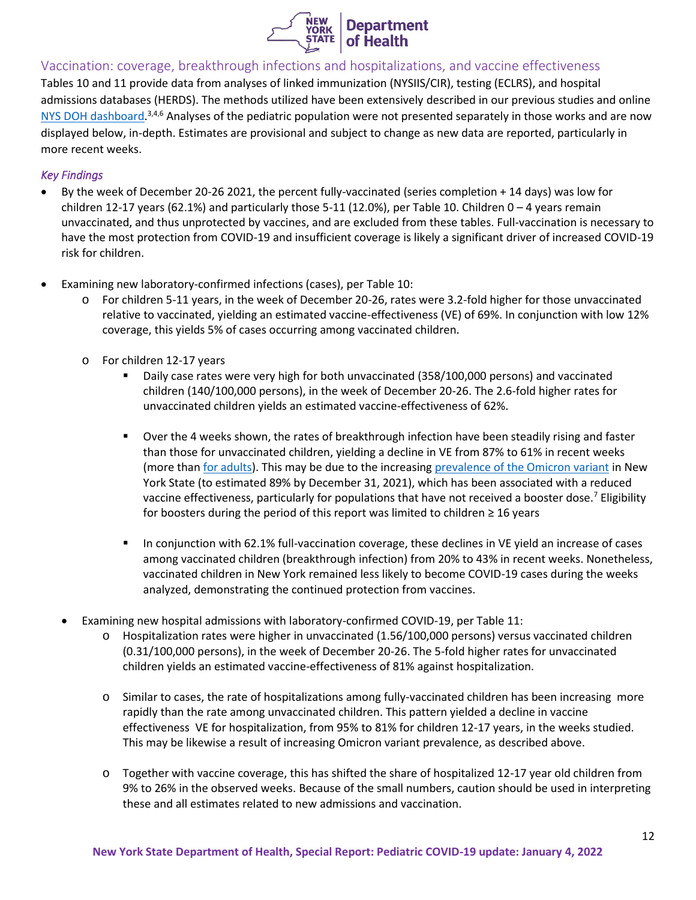## Vaccination: coverage, breakthrough infections and hospitalizations, and vaccine effectiveness

Tables 10 and 11 provide data from analyses of linked immunization (NYSIIS/CIR), testing (ECLRS), and hospital admissions databases (HERDS). The methods utilized have been extensively described in our previous studies and online NYS DOH dashboard.[3,4,6] Analyses of the pediatric population were not presented separately in those works and are now displayed below, in-depth. Estimates are provisional and subject to change as new data are reported, particularly in more recent weeks.

### *Key Findings*

- By the week of December 20-26 2021, the percent fully-vaccinated (series completion + 14 days) was low for children 12-17 years (62.1%) and particularly those 5-11 (12.0%), per Table 10. Children 0 – 4 years remain unvaccinated, and thus unprotected by vaccines, and are excluded from these tables. Full-vaccination is necessary to have the most protection from COVID-19 and insufficient coverage is likely a significant driver of increased COVID-19 risk for children.

- Examining new laboratory-confirmed infections (cases), per Table 10:
  - For children 5-11 years, in the week of December 20-26, rates were 3.2-fold higher for those unvaccinated relative to vaccinated, yielding an estimated vaccine-effectiveness (VE) of 69%. In conjunction with low 12% coverage, this yields 5% of cases occurring among vaccinated children.
  - For children 12-17 years
    - Daily case rates were very high for both unvaccinated (358/100,000 persons) and vaccinated children (140/100,000 persons), in the week of December 20-26. The 2.6-fold higher rates for unvaccinated children yields an estimated vaccine-effectiveness of 62%.
    - Over the 4 weeks shown, the rates of breakthrough infection have been steadily rising and faster than those for unvaccinated children, yielding a decline in VE from 87% to 61% in recent weeks (more than for adults). This may be due to the increasing prevalence of the Omicron variant in New York State (to estimated 89% by December 31, 2021), which has been associated with a reduced vaccine effectiveness, particularly for populations that have not received a booster dose.[7] Eligibility for boosters during the period of this report was limited to children ≥ 16 years
    - In conjunction with 62.1% full-vaccination coverage, these declines in VE yield an increase of cases among vaccinated children (breakthrough infection) from 20% to 43% in recent weeks. Nonetheless, vaccinated children in New York remained less likely to become COVID-19 cases during the weeks analyzed, demonstrating the continued protection from vaccines.

- Examining new hospital admissions with laboratory-confirmed COVID-19, per Table 11:
  - Hospitalization rates were higher in unvaccinated (1.56/100,000 persons) versus vaccinated children (0.31/100,000 persons), in the week of December 20-26. The 5-fold higher rates for unvaccinated children yields an estimated vaccine-effectiveness of 81% against hospitalization.
  - Similar to cases, the rate of hospitalizations among fully-vaccinated children has been increasing more rapidly than the rate among unvaccinated children. This pattern yielded a decline in vaccine effectiveness VE for hospitalization, from 95% to 81% for children 12-17 years, in the weeks studied. This may be likewise a result of increasing Omicron variant prevalence, as described above.
  - Together with vaccine coverage, this has shifted the share of hospitalized 12-17 year old children from 9% to 26% in the observed weeks. Because of the small numbers, caution should be used in interpreting these and all estimates related to new admissions and vaccination.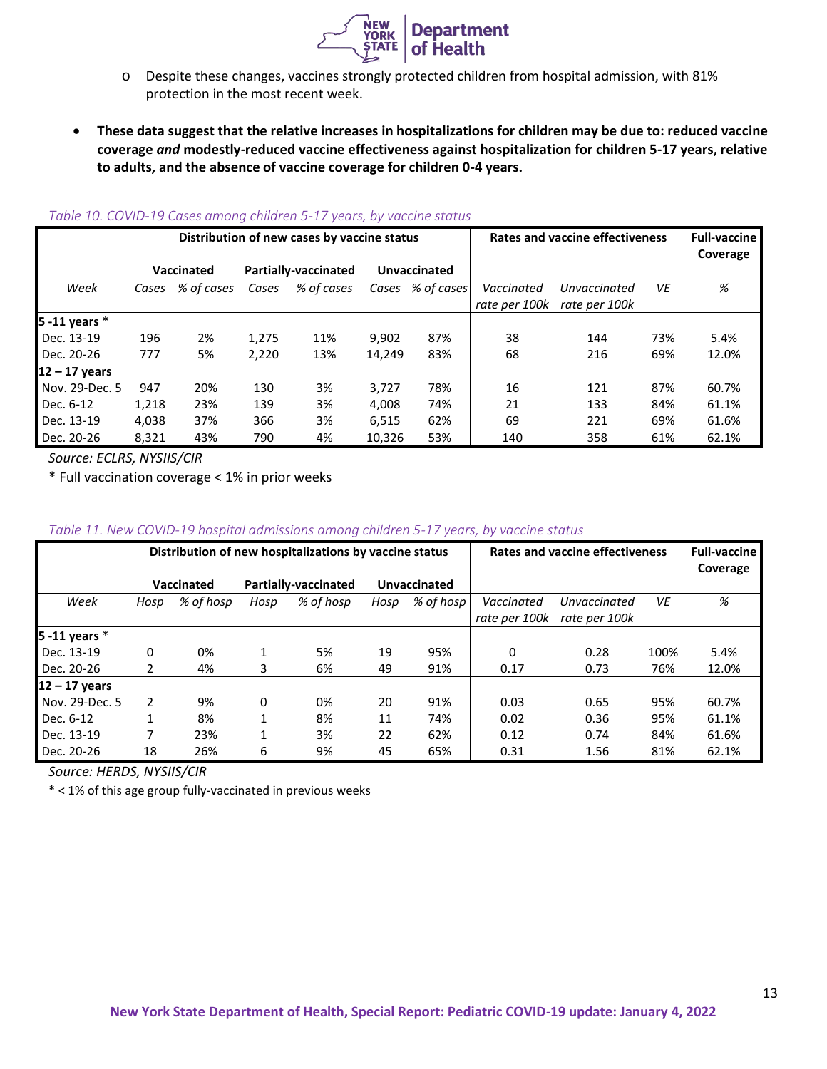- Despite these changes, vaccines strongly protected children from hospital admission, with 81% protection in the most recent week.

- **These data suggest that the relative increases in hospitalizations for children may be due to: reduced vaccine coverage *and* modestly-reduced vaccine effectiveness against hospitalization for children 5-17 years, relative to adults, and the absence of vaccine coverage for children 0-4 years.**

*Table 10. COVID-19 Cases among children 5-17 years, by vaccine status*

| | Distribution of new cases by vaccine status | | | | | | Rates and vaccine effectiveness | | | Full-vaccine Coverage |
|---|---|---|---|---|---|---|---|---|---|---|
| | Vaccinated | | Partially-vaccinated | | Unvaccinated | | | | | |
| *Week* | *Cases* | *% of cases* | *Cases* | *% of cases* | *Cases* | *% of cases* | *Vaccinated rate per 100k* | *Unvaccinated rate per 100k* | *VE* | *%* |
| **5 -11 years** * | | | | | | | | | | |
| Dec. 13-19 | 196 | 2% | 1,275 | 11% | 9,902 | 87% | 38 | 144 | 73% | 5.4% |
| Dec. 20-26 | 777 | 5% | 2,220 | 13% | 14,249 | 83% | 68 | 216 | 69% | 12.0% |
| **12 – 17 years** | | | | | | | | | | |
| Nov. 29-Dec. 5 | 947 | 20% | 130 | 3% | 3,727 | 78% | 16 | 121 | 87% | 60.7% |
| Dec. 6-12 | 1,218 | 23% | 139 | 3% | 4,008 | 74% | 21 | 133 | 84% | 61.1% |
| Dec. 13-19 | 4,038 | 37% | 366 | 3% | 6,515 | 62% | 69 | 221 | 69% | 61.6% |
| Dec. 20-26 | 8,321 | 43% | 790 | 4% | 10,326 | 53% | 140 | 358 | 61% | 62.1% |

*Source: ECLRS, NYSIIS/CIR*

* Full vaccination coverage < 1% in prior weeks

*Table 11. New COVID-19 hospital admissions among children 5-17 years, by vaccine status*

| | Distribution of new hospitalizations by vaccine status | | | | | | Rates and vaccine effectiveness | | | Full-vaccine Coverage |
|---|---|---|---|---|---|---|---|---|---|---|
| | Vaccinated | | Partially-vaccinated | | Unvaccinated | | | | | |
| *Week* | *Hosp* | *% of hosp* | *Hosp* | *% of hosp* | *Hosp* | *% of hosp* | *Vaccinated rate per 100k* | *Unvaccinated rate per 100k* | *VE* | *%* |
| **5 -11 years** * | | | | | | | | | | |
| Dec. 13-19 | 0 | 0% | 1 | 5% | 19 | 95% | 0 | 0.28 | 100% | 5.4% |
| Dec. 20-26 | 2 | 4% | 3 | 6% | 49 | 91% | 0.17 | 0.73 | 76% | 12.0% |
| **12 – 17 years** | | | | | | | | | | |
| Nov. 29-Dec. 5 | 2 | 9% | 0 | 0% | 20 | 91% | 0.03 | 0.65 | 95% | 60.7% |
| Dec. 6-12 | 1 | 8% | 1 | 8% | 11 | 74% | 0.02 | 0.36 | 95% | 61.1% |
| Dec. 13-19 | 7 | 23% | 1 | 3% | 22 | 62% | 0.12 | 0.74 | 84% | 61.6% |
| Dec. 20-26 | 18 | 26% | 6 | 9% | 45 | 65% | 0.31 | 1.56 | 81% | 62.1% |

*Source: HERDS, NYSIIS/CIR*

* < 1% of this age group fully-vaccinated in previous weeks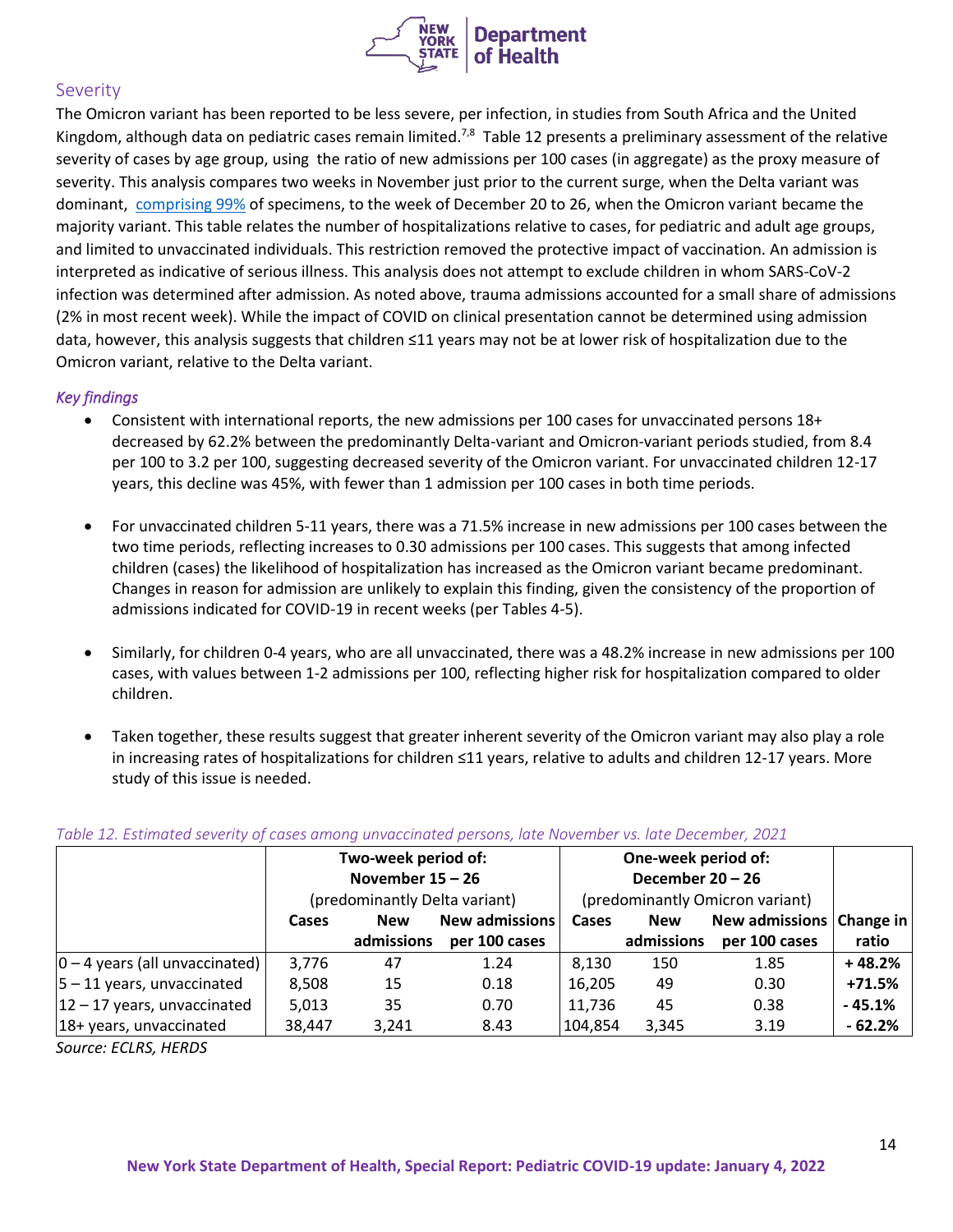## Severity

The Omicron variant has been reported to be less severe, per infection, in studies from South Africa and the United Kingdom, although data on pediatric cases remain limited.[7,8] Table 12 presents a preliminary assessment of the relative severity of cases by age group, using the ratio of new admissions per 100 cases (in aggregate) as the proxy measure of severity. This analysis compares two weeks in November just prior to the current surge, when the Delta variant was dominant, comprising 99% of specimens, to the week of December 20 to 26, when the Omicron variant became the majority variant. This table relates the number of hospitalizations relative to cases, for pediatric and adult age groups, and limited to unvaccinated individuals. This restriction removed the protective impact of vaccination. An admission is interpreted as indicative of serious illness. This analysis does not attempt to exclude children in whom SARS-CoV-2 infection was determined after admission. As noted above, trauma admissions accounted for a small share of admissions (2% in most recent week). While the impact of COVID on clinical presentation cannot be determined using admission data, however, this analysis suggests that children ≤11 years may not be at lower risk of hospitalization due to the Omicron variant, relative to the Delta variant.

### *Key findings*

- Consistent with international reports, the new admissions per 100 cases for unvaccinated persons 18+ decreased by 62.2% between the predominantly Delta-variant and Omicron-variant periods studied, from 8.4 per 100 to 3.2 per 100, suggesting decreased severity of the Omicron variant. For unvaccinated children 12-17 years, this decline was 45%, with fewer than 1 admission per 100 cases in both time periods.

- For unvaccinated children 5-11 years, there was a 71.5% increase in new admissions per 100 cases between the two time periods, reflecting increases to 0.30 admissions per 100 cases. This suggests that among infected children (cases) the likelihood of hospitalization has increased as the Omicron variant became predominant. Changes in reason for admission are unlikely to explain this finding, given the consistency of the proportion of admissions indicated for COVID-19 in recent weeks (per Tables 4-5).

- Similarly, for children 0-4 years, who are all unvaccinated, there was a 48.2% increase in new admissions per 100 cases, with values between 1-2 admissions per 100, reflecting higher risk for hospitalization compared to older children.

- Taken together, these results suggest that greater inherent severity of the Omicron variant may also play a role in increasing rates of hospitalizations for children ≤11 years, relative to adults and children 12-17 years. More study of this issue is needed.

*Table 12. Estimated severity of cases among unvaccinated persons, late November vs. late December, 2021*

| | Two-week period of: November 15 – 26 (predominantly Delta variant) | | | One-week period of: December 20 – 26 (predominantly Omicron variant) | | | |
|---|---|---|---|---|---|---|---|
| | Cases | New admissions | New admissions per 100 cases | Cases | New admissions | New admissions per 100 cases | Change in ratio |
| 0 – 4 years (all unvaccinated) | 3,776 | 47 | 1.24 | 8,130 | 150 | 1.85 | + 48.2% |
| 5 – 11 years, unvaccinated | 8,508 | 15 | 0.18 | 16,205 | 49 | 0.30 | +71.5% |
| 12 – 17 years, unvaccinated | 5,013 | 35 | 0.70 | 11,736 | 45 | 0.38 | - 45.1% |
| 18+ years, unvaccinated | 38,447 | 3,241 | 8.43 | 104,854 | 3,345 | 3.19 | - 62.2% |

*Source: ECLRS, HERDS*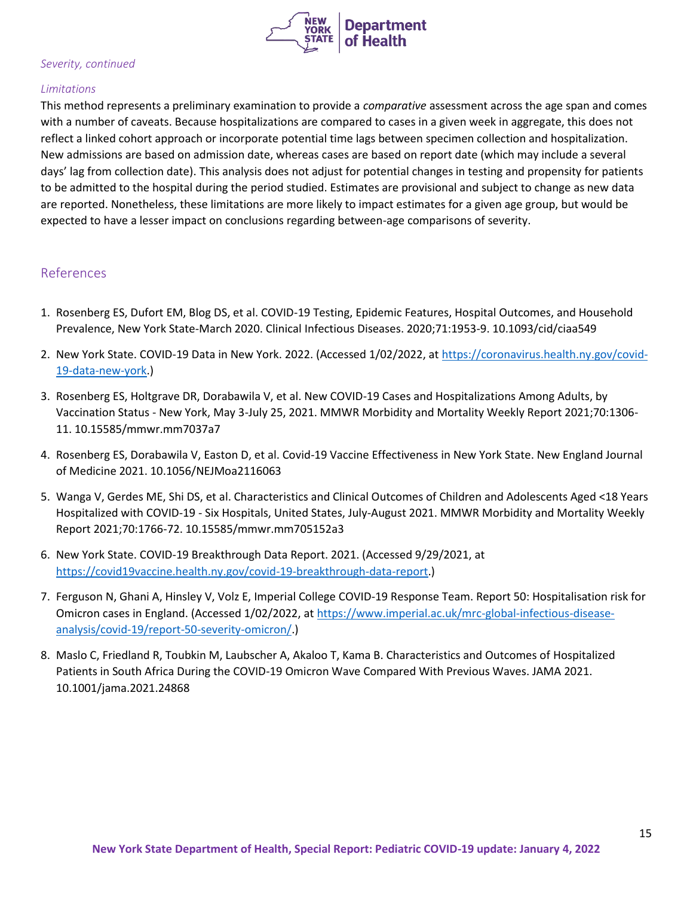*Severity, continued*

*Limitations*

This method represents a preliminary examination to provide a *comparative* assessment across the age span and comes with a number of caveats. Because hospitalizations are compared to cases in a given week in aggregate, this does not reflect a linked cohort approach or incorporate potential time lags between specimen collection and hospitalization. New admissions are based on admission date, whereas cases are based on report date (which may include a several days' lag from collection date). This analysis does not adjust for potential changes in testing and propensity for patients to be admitted to the hospital during the period studied. Estimates are provisional and subject to change as new data are reported. Nonetheless, these limitations are more likely to impact estimates for a given age group, but would be expected to have a lesser impact on conclusions regarding between-age comparisons of severity.

## References

1. Rosenberg ES, Dufort EM, Blog DS, et al. COVID-19 Testing, Epidemic Features, Hospital Outcomes, and Household Prevalence, New York State-March 2020. Clinical Infectious Diseases. 2020;71:1953-9. 10.1093/cid/ciaa549
2. New York State. COVID-19 Data in New York. 2022. (Accessed 1/02/2022, at https://coronavirus.health.ny.gov/covid-19-data-new-york.)
3. Rosenberg ES, Holtgrave DR, Dorabawila V, et al. New COVID-19 Cases and Hospitalizations Among Adults, by Vaccination Status - New York, May 3-July 25, 2021. MMWR Morbidity and Mortality Weekly Report 2021;70:1306-11. 10.15585/mmwr.mm7037a7
4. Rosenberg ES, Dorabawila V, Easton D, et al. Covid-19 Vaccine Effectiveness in New York State. New England Journal of Medicine 2021. 10.1056/NEJMoa2116063
5. Wanga V, Gerdes ME, Shi DS, et al. Characteristics and Clinical Outcomes of Children and Adolescents Aged <18 Years Hospitalized with COVID-19 - Six Hospitals, United States, July-August 2021. MMWR Morbidity and Mortality Weekly Report 2021;70:1766-72. 10.15585/mmwr.mm705152a3
6. New York State. COVID-19 Breakthrough Data Report. 2021. (Accessed 9/29/2021, at https://covid19vaccine.health.ny.gov/covid-19-breakthrough-data-report.)
7. Ferguson N, Ghani A, Hinsley V, Volz E, Imperial College COVID-19 Response Team. Report 50: Hospitalisation risk for Omicron cases in England. (Accessed 1/02/2022, at https://www.imperial.ac.uk/mrc-global-infectious-disease-analysis/covid-19/report-50-severity-omicron/.)
8. Maslo C, Friedland R, Toubkin M, Laubscher A, Akaloo T, Kama B. Characteristics and Outcomes of Hospitalized Patients in South Africa During the COVID-19 Omicron Wave Compared With Previous Waves. JAMA 2021. 10.1001/jama.2021.24868